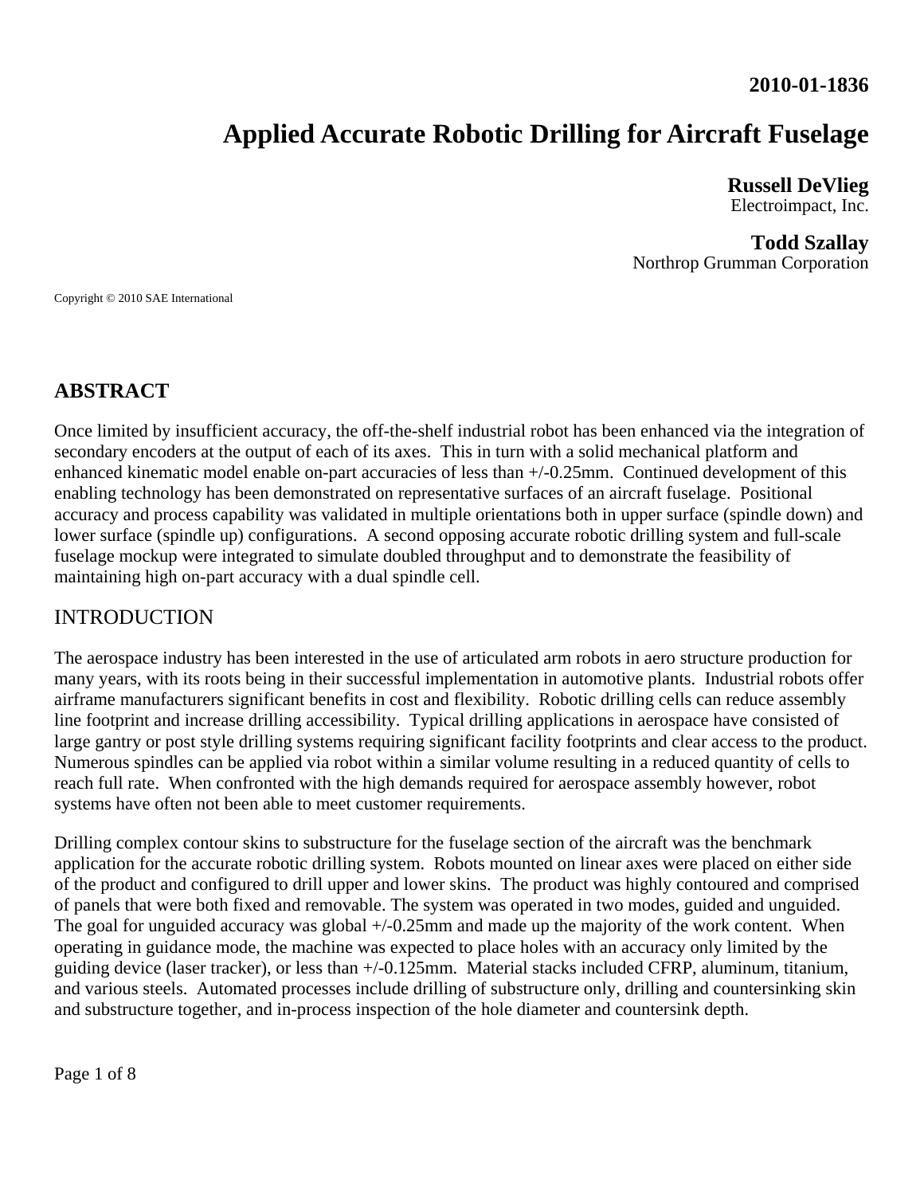**2010-01-1836**

# Applied Accurate Robotic Drilling for Aircraft Fuselage

**Russell DeVlieg**
Electroimpact, Inc.

**Todd Szallay**
Northrop Grumman Corporation

Copyright © 2010 SAE International

## ABSTRACT

Once limited by insufficient accuracy, the off-the-shelf industrial robot has been enhanced via the integration of secondary encoders at the output of each of its axes. This in turn with a solid mechanical platform and enhanced kinematic model enable on-part accuracies of less than +/-0.25mm. Continued development of this enabling technology has been demonstrated on representative surfaces of an aircraft fuselage. Positional accuracy and process capability was validated in multiple orientations both in upper surface (spindle down) and lower surface (spindle up) configurations. A second opposing accurate robotic drilling system and full-scale fuselage mockup were integrated to simulate doubled throughput and to demonstrate the feasibility of maintaining high on-part accuracy with a dual spindle cell.

## INTRODUCTION

The aerospace industry has been interested in the use of articulated arm robots in aero structure production for many years, with its roots being in their successful implementation in automotive plants. Industrial robots offer airframe manufacturers significant benefits in cost and flexibility. Robotic drilling cells can reduce assembly line footprint and increase drilling accessibility. Typical drilling applications in aerospace have consisted of large gantry or post style drilling systems requiring significant facility footprints and clear access to the product. Numerous spindles can be applied via robot within a similar volume resulting in a reduced quantity of cells to reach full rate. When confronted with the high demands required for aerospace assembly however, robot systems have often not been able to meet customer requirements.

Drilling complex contour skins to substructure for the fuselage section of the aircraft was the benchmark application for the accurate robotic drilling system. Robots mounted on linear axes were placed on either side of the product and configured to drill upper and lower skins. The product was highly contoured and comprised of panels that were both fixed and removable. The system was operated in two modes, guided and unguided. The goal for unguided accuracy was global +/-0.25mm and made up the majority of the work content. When operating in guidance mode, the machine was expected to place holes with an accuracy only limited by the guiding device (laser tracker), or less than +/-0.125mm. Material stacks included CFRP, aluminum, titanium, and various steels. Automated processes include drilling of substructure only, drilling and countersinking skin and substructure together, and in-process inspection of the hole diameter and countersink depth.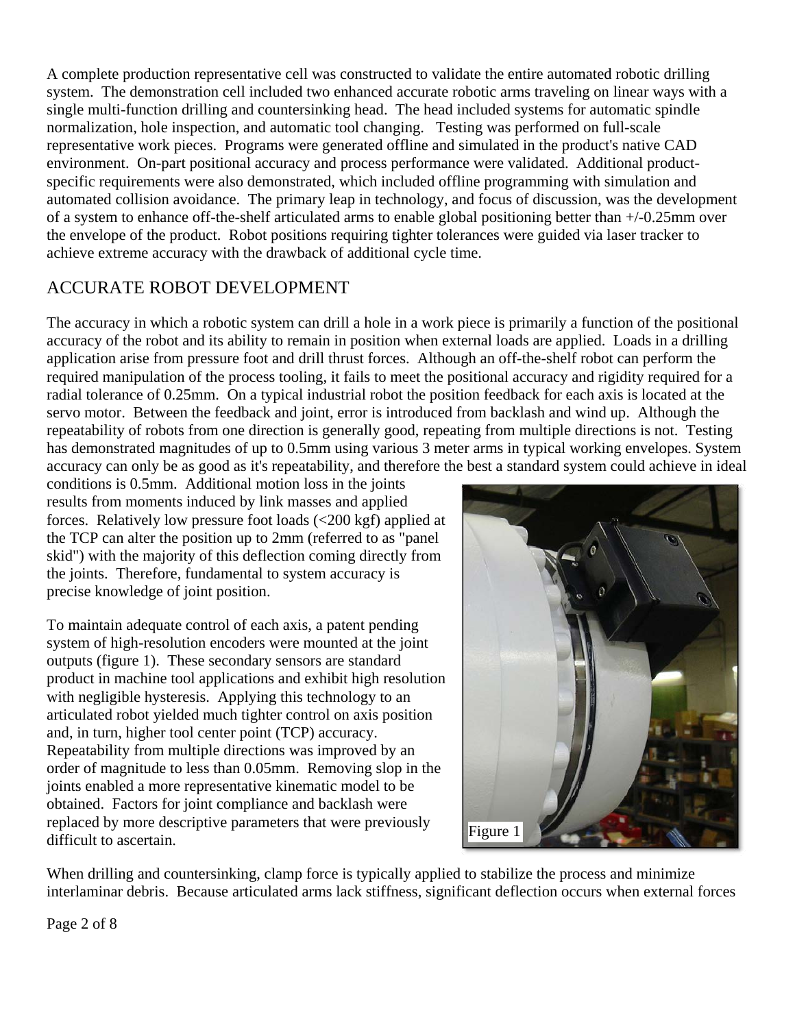A complete production representative cell was constructed to validate the entire automated robotic drilling system. The demonstration cell included two enhanced accurate robotic arms traveling on linear ways with a single multi-function drilling and countersinking head. The head included systems for automatic spindle normalization, hole inspection, and automatic tool changing. Testing was performed on full-scale representative work pieces. Programs were generated offline and simulated in the product's native CAD environment. On-part positional accuracy and process performance were validated. Additional product-specific requirements were also demonstrated, which included offline programming with simulation and automated collision avoidance. The primary leap in technology, and focus of discussion, was the development of a system to enhance off-the-shelf articulated arms to enable global positioning better than +/-0.25mm over the envelope of the product. Robot positions requiring tighter tolerances were guided via laser tracker to achieve extreme accuracy with the drawback of additional cycle time.

## ACCURATE ROBOT DEVELOPMENT

The accuracy in which a robotic system can drill a hole in a work piece is primarily a function of the positional accuracy of the robot and its ability to remain in position when external loads are applied. Loads in a drilling application arise from pressure foot and drill thrust forces. Although an off-the-shelf robot can perform the required manipulation of the process tooling, it fails to meet the positional accuracy and rigidity required for a radial tolerance of 0.25mm. On a typical industrial robot the position feedback for each axis is located at the servo motor. Between the feedback and joint, error is introduced from backlash and wind up. Although the repeatability of robots from one direction is generally good, repeating from multiple directions is not. Testing has demonstrated magnitudes of up to 0.5mm using various 3 meter arms in typical working envelopes. System accuracy can only be as good as it's repeatability, and therefore the best a standard system could achieve in ideal conditions is 0.5mm. Additional motion loss in the joints results from moments induced by link masses and applied forces. Relatively low pressure foot loads (<200 kgf) applied at the TCP can alter the position up to 2mm (referred to as "panel skid") with the majority of this deflection coming directly from the joints. Therefore, fundamental to system accuracy is precise knowledge of joint position.

To maintain adequate control of each axis, a patent pending system of high-resolution encoders were mounted at the joint outputs (figure 1). These secondary sensors are standard product in machine tool applications and exhibit high resolution with negligible hysteresis. Applying this technology to an articulated robot yielded much tighter control on axis position and, in turn, higher tool center point (TCP) accuracy. Repeatability from multiple directions was improved by an order of magnitude to less than 0.05mm. Removing slop in the joints enabled a more representative kinematic model to be obtained. Factors for joint compliance and backlash were replaced by more descriptive parameters that were previously difficult to ascertain.

Figure 1

When drilling and countersinking, clamp force is typically applied to stabilize the process and minimize interlaminar debris. Because articulated arms lack stiffness, significant deflection occurs when external forces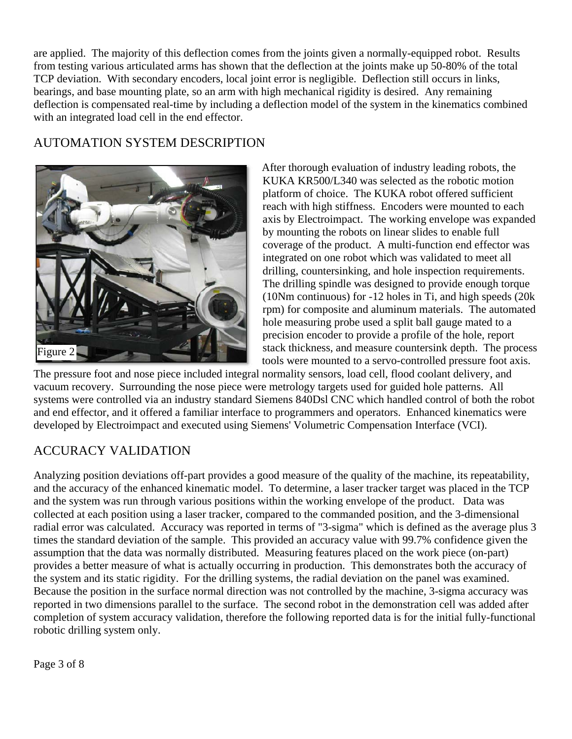are applied. The majority of this deflection comes from the joints given a normally-equipped robot. Results from testing various articulated arms has shown that the deflection at the joints make up 50-80% of the total TCP deviation. With secondary encoders, local joint error is negligible. Deflection still occurs in links, bearings, and base mounting plate, so an arm with high mechanical rigidity is desired. Any remaining deflection is compensated real-time by including a deflection model of the system in the kinematics combined with an integrated load cell in the end effector.

## AUTOMATION SYSTEM DESCRIPTION

Figure 2

After thorough evaluation of industry leading robots, the KUKA KR500/L340 was selected as the robotic motion platform of choice. The KUKA robot offered sufficient reach with high stiffness. Encoders were mounted to each axis by Electroimpact. The working envelope was expanded by mounting the robots on linear slides to enable full coverage of the product. A multi-function end effector was integrated on one robot which was validated to meet all drilling, countersinking, and hole inspection requirements. The drilling spindle was designed to provide enough torque (10Nm continuous) for -12 holes in Ti, and high speeds (20k rpm) for composite and aluminum materials. The automated hole measuring probe used a split ball gauge mated to a precision encoder to provide a profile of the hole, report stack thickness, and measure countersink depth. The process tools were mounted to a servo-controlled pressure foot axis. The pressure foot and nose piece included integral normality sensors, load cell, flood coolant delivery, and vacuum recovery. Surrounding the nose piece were metrology targets used for guided hole patterns. All systems were controlled via an industry standard Siemens 840Dsl CNC which handled control of both the robot and end effector, and it offered a familiar interface to programmers and operators. Enhanced kinematics were developed by Electroimpact and executed using Siemens' Volumetric Compensation Interface (VCI).

## ACCURACY VALIDATION

Analyzing position deviations off-part provides a good measure of the quality of the machine, its repeatability, and the accuracy of the enhanced kinematic model. To determine, a laser tracker target was placed in the TCP and the system was run through various positions within the working envelope of the product. Data was collected at each position using a laser tracker, compared to the commanded position, and the 3-dimensional radial error was calculated. Accuracy was reported in terms of "3-sigma" which is defined as the average plus 3 times the standard deviation of the sample. This provided an accuracy value with 99.7% confidence given the assumption that the data was normally distributed. Measuring features placed on the work piece (on-part) provides a better measure of what is actually occurring in production. This demonstrates both the accuracy of the system and its static rigidity. For the drilling systems, the radial deviation on the panel was examined. Because the position in the surface normal direction was not controlled by the machine, 3-sigma accuracy was reported in two dimensions parallel to the surface. The second robot in the demonstration cell was added after completion of system accuracy validation, therefore the following reported data is for the initial fully-functional robotic drilling system only.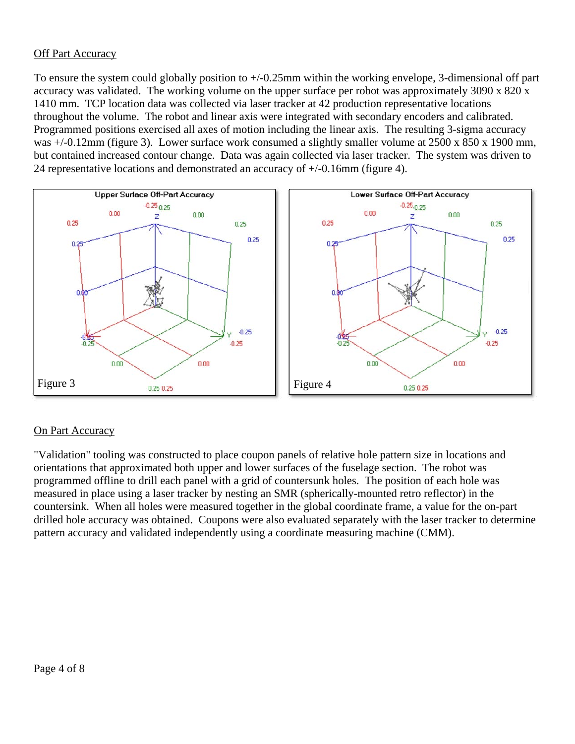## Off Part Accuracy

To ensure the system could globally position to +/-0.25mm within the working envelope, 3-dimensional off part accuracy was validated. The working volume on the upper surface per robot was approximately 3090 x 820 x 1410 mm. TCP location data was collected via laser tracker at 42 production representative locations throughout the volume. The robot and linear axis were integrated with secondary encoders and calibrated. Programmed positions exercised all axes of motion including the linear axis. The resulting 3-sigma accuracy was +/-0.12mm (figure 3). Lower surface work consumed a slightly smaller volume at 2500 x 850 x 1900 mm, but contained increased contour change. Data was again collected via laser tracker. The system was driven to 24 representative locations and demonstrated an accuracy of +/-0.16mm (figure 4).

Figure 3

Figure 4

## On Part Accuracy

"Validation" tooling was constructed to place coupon panels of relative hole pattern size in locations and orientations that approximated both upper and lower surfaces of the fuselage section. The robot was programmed offline to drill each panel with a grid of countersunk holes. The position of each hole was measured in place using a laser tracker by nesting an SMR (spherically-mounted retro reflector) in the countersink. When all holes were measured together in the global coordinate frame, a value for the on-part drilled hole accuracy was obtained. Coupons were also evaluated separately with the laser tracker to determine pattern accuracy and validated independently using a coordinate measuring machine (CMM).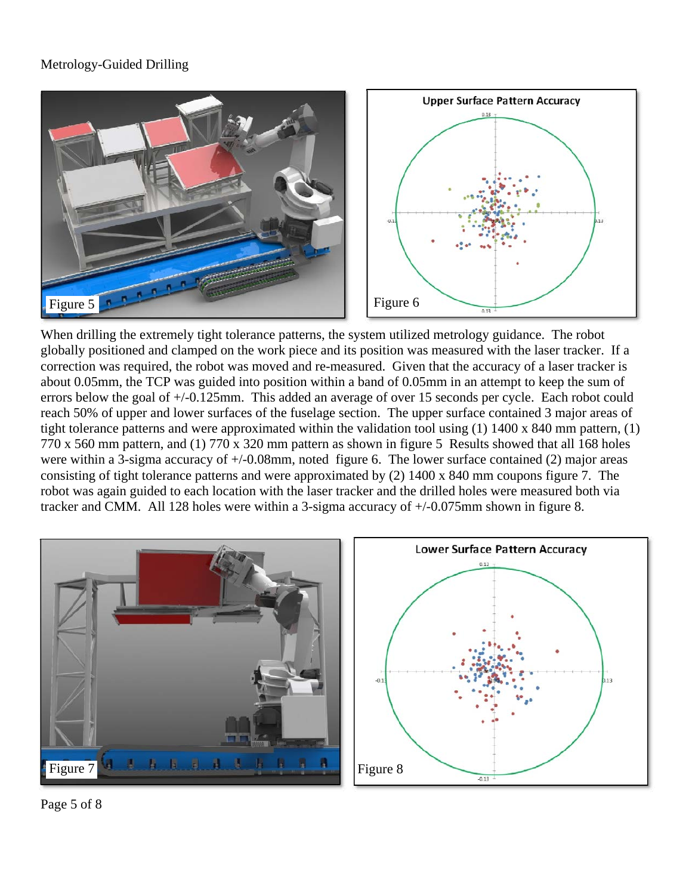Metrology-Guided Drilling

Figure 5

Figure 6

When drilling the extremely tight tolerance patterns, the system utilized metrology guidance. The robot globally positioned and clamped on the work piece and its position was measured with the laser tracker. If a correction was required, the robot was moved and re-measured. Given that the accuracy of a laser tracker is about 0.05mm, the TCP was guided into position within a band of 0.05mm in an attempt to keep the sum of errors below the goal of +/-0.125mm. This added an average of over 15 seconds per cycle. Each robot could reach 50% of upper and lower surfaces of the fuselage section. The upper surface contained 3 major areas of tight tolerance patterns and were approximated within the validation tool using (1) 1400 x 840 mm pattern, (1) 770 x 560 mm pattern, and (1) 770 x 320 mm pattern as shown in figure 5 Results showed that all 168 holes were within a 3-sigma accuracy of +/-0.08mm, noted figure 6. The lower surface contained (2) major areas consisting of tight tolerance patterns and were approximated by (2) 1400 x 840 mm coupons figure 7. The robot was again guided to each location with the laser tracker and the drilled holes were measured both via tracker and CMM. All 128 holes were within a 3-sigma accuracy of +/-0.075mm shown in figure 8.

Figure 7

Figure 8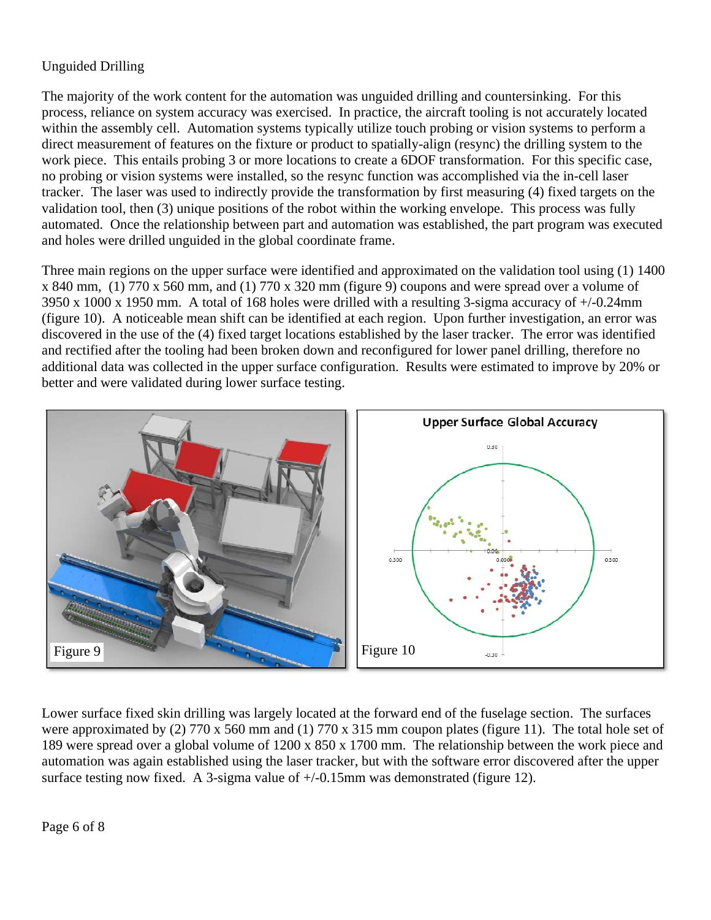Unguided Drilling

The majority of the work content for the automation was unguided drilling and countersinking. For this process, reliance on system accuracy was exercised. In practice, the aircraft tooling is not accurately located within the assembly cell. Automation systems typically utilize touch probing or vision systems to perform a direct measurement of features on the fixture or product to spatially-align (resync) the drilling system to the work piece. This entails probing 3 or more locations to create a 6DOF transformation. For this specific case, no probing or vision systems were installed, so the resync function was accomplished via the in-cell laser tracker. The laser was used to indirectly provide the transformation by first measuring (4) fixed targets on the validation tool, then (3) unique positions of the robot within the working envelope. This process was fully automated. Once the relationship between part and automation was established, the part program was executed and holes were drilled unguided in the global coordinate frame.

Three main regions on the upper surface were identified and approximated on the validation tool using (1) 1400 x 840 mm, (1) 770 x 560 mm, and (1) 770 x 320 mm (figure 9) coupons and were spread over a volume of 3950 x 1000 x 1950 mm. A total of 168 holes were drilled with a resulting 3-sigma accuracy of +/-0.24mm (figure 10). A noticeable mean shift can be identified at each region. Upon further investigation, an error was discovered in the use of the (4) fixed target locations established by the laser tracker. The error was identified and rectified after the tooling had been broken down and reconfigured for lower panel drilling, therefore no additional data was collected in the upper surface configuration. Results were estimated to improve by 20% or better and were validated during lower surface testing.

Figure 9

Figure 10

Lower surface fixed skin drilling was largely located at the forward end of the fuselage section. The surfaces were approximated by (2) 770 x 560 mm and (1) 770 x 315 mm coupon plates (figure 11). The total hole set of 189 were spread over a global volume of 1200 x 850 x 1700 mm. The relationship between the work piece and automation was again established using the laser tracker, but with the software error discovered after the upper surface testing now fixed. A 3-sigma value of +/-0.15mm was demonstrated (figure 12).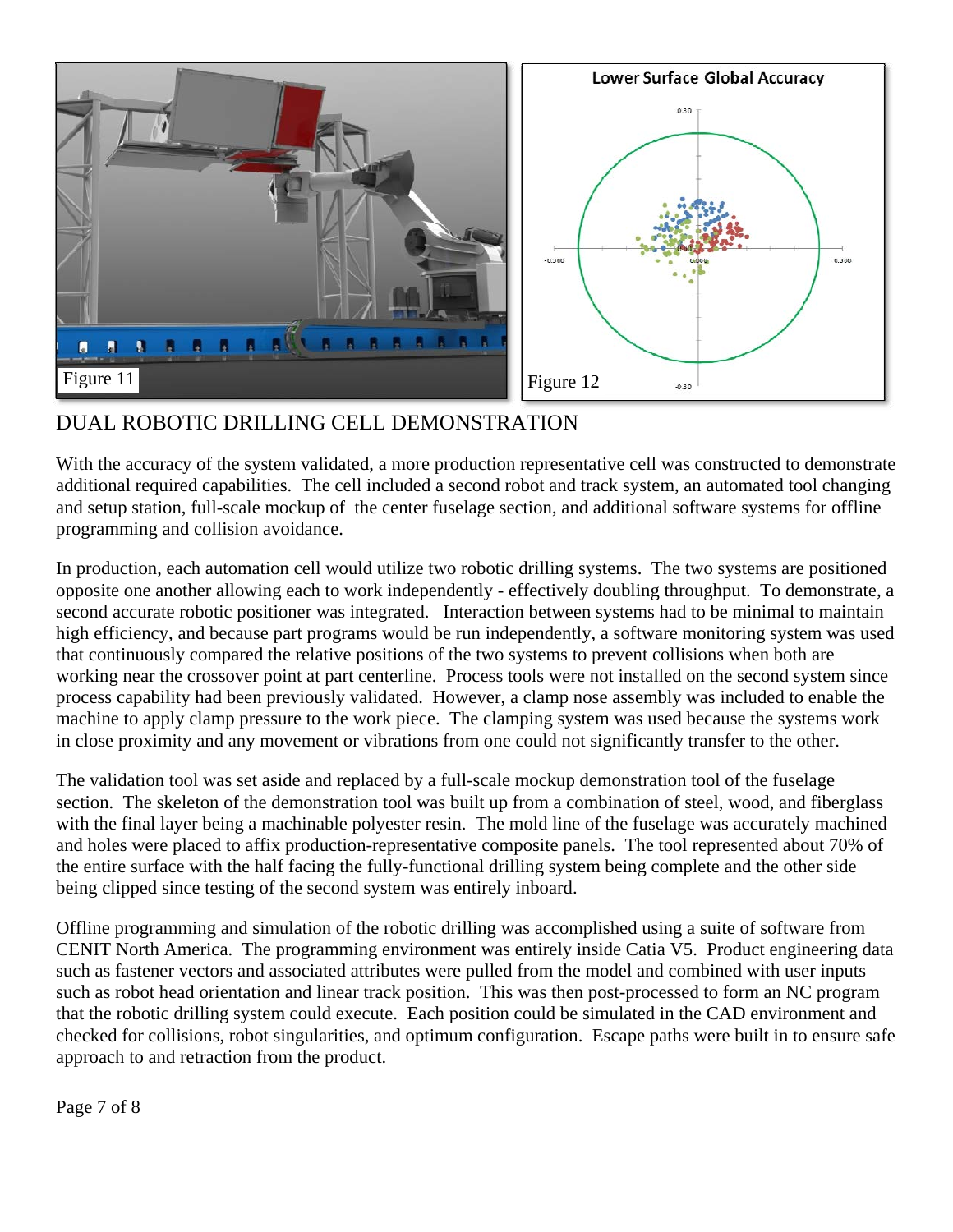Figure 11

Figure 12

## DUAL ROBOTIC DRILLING CELL DEMONSTRATION

With the accuracy of the system validated, a more production representative cell was constructed to demonstrate additional required capabilities. The cell included a second robot and track system, an automated tool changing and setup station, full-scale mockup of the center fuselage section, and additional software systems for offline programming and collision avoidance.

In production, each automation cell would utilize two robotic drilling systems. The two systems are positioned opposite one another allowing each to work independently - effectively doubling throughput. To demonstrate, a second accurate robotic positioner was integrated. Interaction between systems had to be minimal to maintain high efficiency, and because part programs would be run independently, a software monitoring system was used that continuously compared the relative positions of the two systems to prevent collisions when both are working near the crossover point at part centerline. Process tools were not installed on the second system since process capability had been previously validated. However, a clamp nose assembly was included to enable the machine to apply clamp pressure to the work piece. The clamping system was used because the systems work in close proximity and any movement or vibrations from one could not significantly transfer to the other.

The validation tool was set aside and replaced by a full-scale mockup demonstration tool of the fuselage section. The skeleton of the demonstration tool was built up from a combination of steel, wood, and fiberglass with the final layer being a machinable polyester resin. The mold line of the fuselage was accurately machined and holes were placed to affix production-representative composite panels. The tool represented about 70% of the entire surface with the half facing the fully-functional drilling system being complete and the other side being clipped since testing of the second system was entirely inboard.

Offline programming and simulation of the robotic drilling was accomplished using a suite of software from CENIT North America. The programming environment was entirely inside Catia V5. Product engineering data such as fastener vectors and associated attributes were pulled from the model and combined with user inputs such as robot head orientation and linear track position. This was then post-processed to form an NC program that the robotic drilling system could execute. Each position could be simulated in the CAD environment and checked for collisions, robot singularities, and optimum configuration. Escape paths were built in to ensure safe approach to and retraction from the product.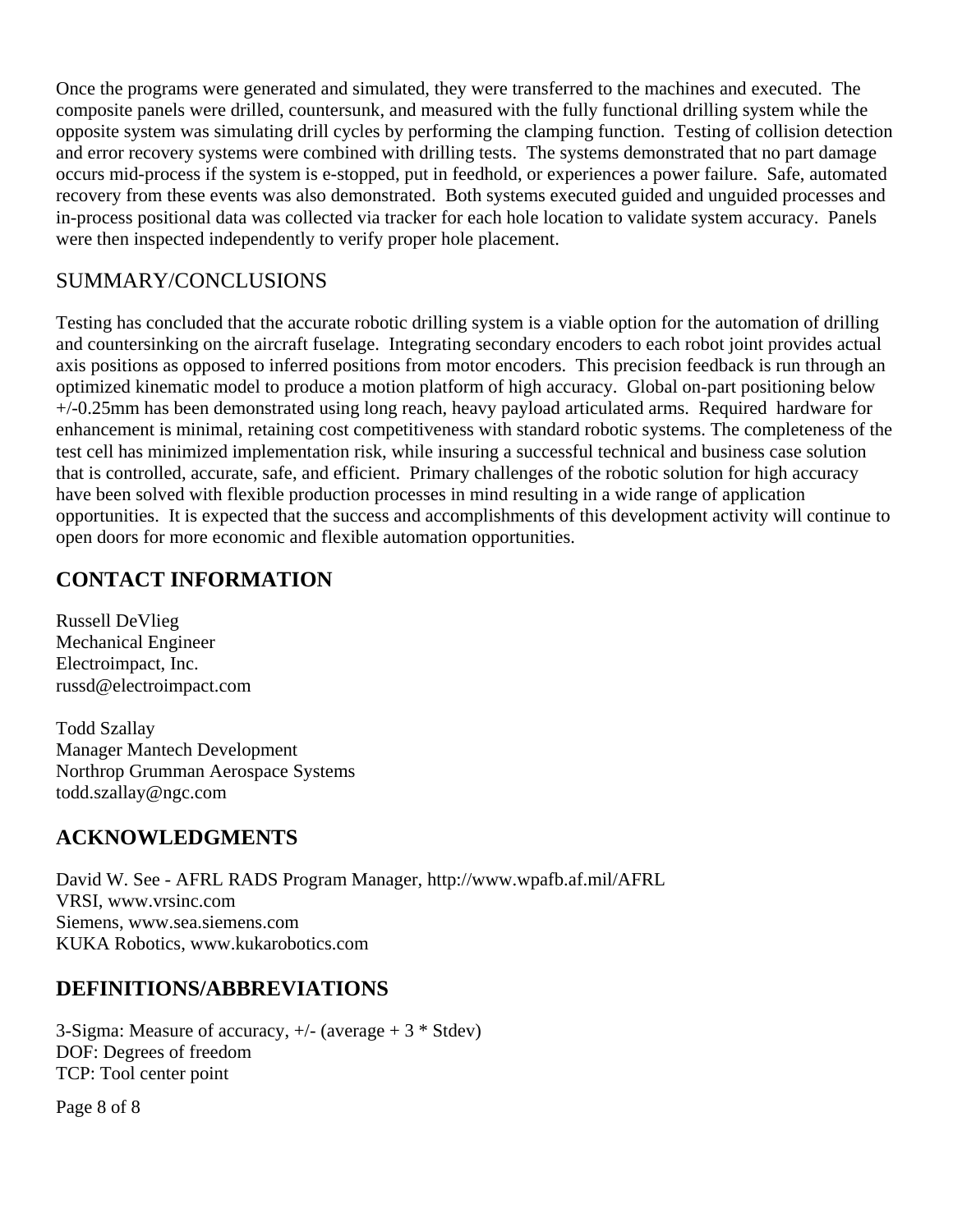Once the programs were generated and simulated, they were transferred to the machines and executed. The composite panels were drilled, countersunk, and measured with the fully functional drilling system while the opposite system was simulating drill cycles by performing the clamping function. Testing of collision detection and error recovery systems were combined with drilling tests. The systems demonstrated that no part damage occurs mid-process if the system is e-stopped, put in feedhold, or experiences a power failure. Safe, automated recovery from these events was also demonstrated. Both systems executed guided and unguided processes and in-process positional data was collected via tracker for each hole location to validate system accuracy. Panels were then inspected independently to verify proper hole placement.

## SUMMARY/CONCLUSIONS

Testing has concluded that the accurate robotic drilling system is a viable option for the automation of drilling and countersinking on the aircraft fuselage. Integrating secondary encoders to each robot joint provides actual axis positions as opposed to inferred positions from motor encoders. This precision feedback is run through an optimized kinematic model to produce a motion platform of high accuracy. Global on-part positioning below +/-0.25mm has been demonstrated using long reach, heavy payload articulated arms. Required hardware for enhancement is minimal, retaining cost competitiveness with standard robotic systems. The completeness of the test cell has minimized implementation risk, while insuring a successful technical and business case solution that is controlled, accurate, safe, and efficient. Primary challenges of the robotic solution for high accuracy have been solved with flexible production processes in mind resulting in a wide range of application opportunities. It is expected that the success and accomplishments of this development activity will continue to open doors for more economic and flexible automation opportunities.

## CONTACT INFORMATION

Russell DeVlieg
Mechanical Engineer
Electroimpact, Inc.
russd@electroimpact.com

Todd Szallay
Manager Mantech Development
Northrop Grumman Aerospace Systems
todd.szallay@ngc.com

## ACKNOWLEDGMENTS

David W. See - AFRL RADS Program Manager, http://www.wpafb.af.mil/AFRL
VRSI, www.vrsinc.com
Siemens, www.sea.siemens.com
KUKA Robotics, www.kukarobotics.com

## DEFINITIONS/ABBREVIATIONS

3-Sigma: Measure of accuracy, +/- (average + 3 * Stdev)
DOF: Degrees of freedom
TCP: Tool center point